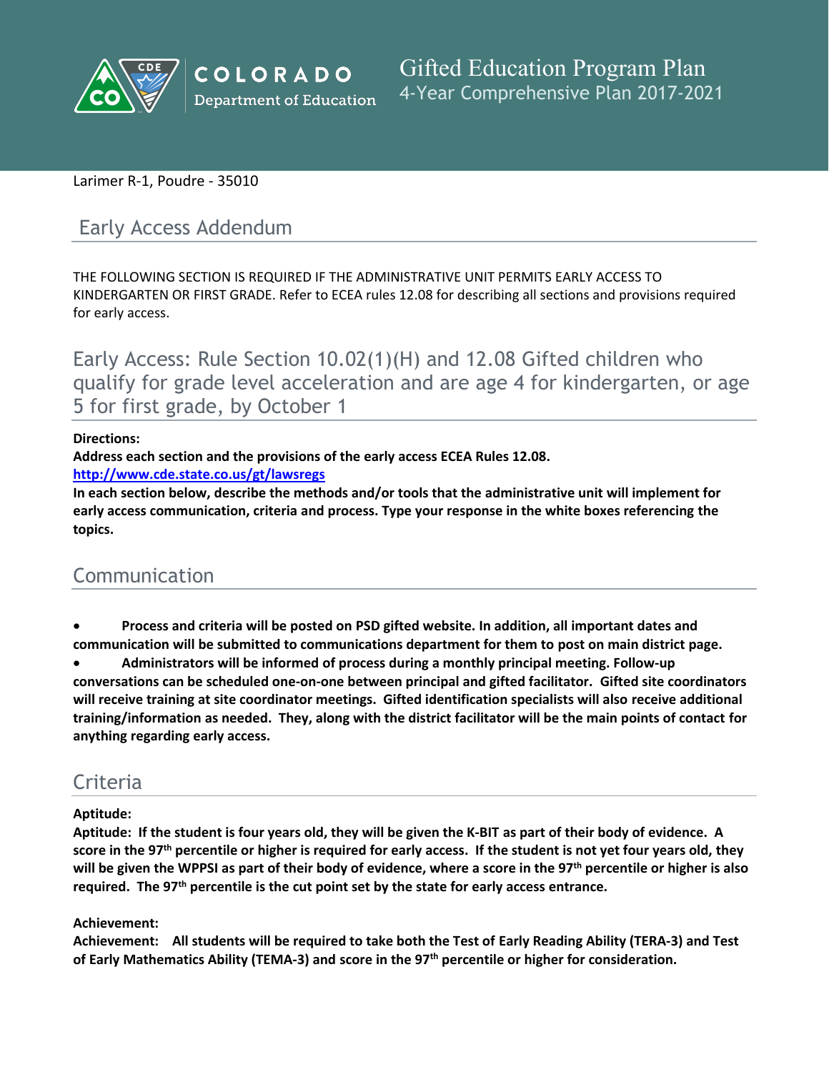Colorado Department of Education

# Gifted Education Program Plan
4-Year Comprehensive Plan 2017-2021

Larimer R-1, Poudre - 35010

## Early Access Addendum

THE FOLLOWING SECTION IS REQUIRED IF THE ADMINISTRATIVE UNIT PERMITS EARLY ACCESS TO KINDERGARTEN OR FIRST GRADE. Refer to ECEA rules 12.08 for describing all sections and provisions required for early access.

## Early Access: Rule Section 10.02(1)(H) and 12.08 Gifted children who qualify for grade level acceleration and are age 4 for kindergarten, or age 5 for first grade, by October 1

**Directions:**
**Address each section and the provisions of the early access ECEA Rules 12.08.**
**http://www.cde.state.co.us/gt/lawsregs**
**In each section below, describe the methods and/or tools that the administrative unit will implement for early access communication, criteria and process. Type your response in the white boxes referencing the topics.**

## Communication

- **Process and criteria will be posted on PSD gifted website. In addition, all important dates and communication will be submitted to communications department for them to post on main district page.**
- **Administrators will be informed of process during a monthly principal meeting. Follow-up conversations can be scheduled one-on-one between principal and gifted facilitator. Gifted site coordinators will receive training at site coordinator meetings. Gifted identification specialists will also receive additional training/information as needed. They, along with the district facilitator will be the main points of contact for anything regarding early access.**

## Criteria

**Aptitude:**
**Aptitude: If the student is four years old, they will be given the K-BIT as part of their body of evidence. A score in the 97th percentile or higher is required for early access. If the student is not yet four years old, they will be given the WPPSI as part of their body of evidence, where a score in the 97th percentile or higher is also required. The 97th percentile is the cut point set by the state for early access entrance.**

**Achievement:**
**Achievement: All students will be required to take both the Test of Early Reading Ability (TERA-3) and Test of Early Mathematics Ability (TEMA-3) and score in the 97th percentile or higher for consideration.**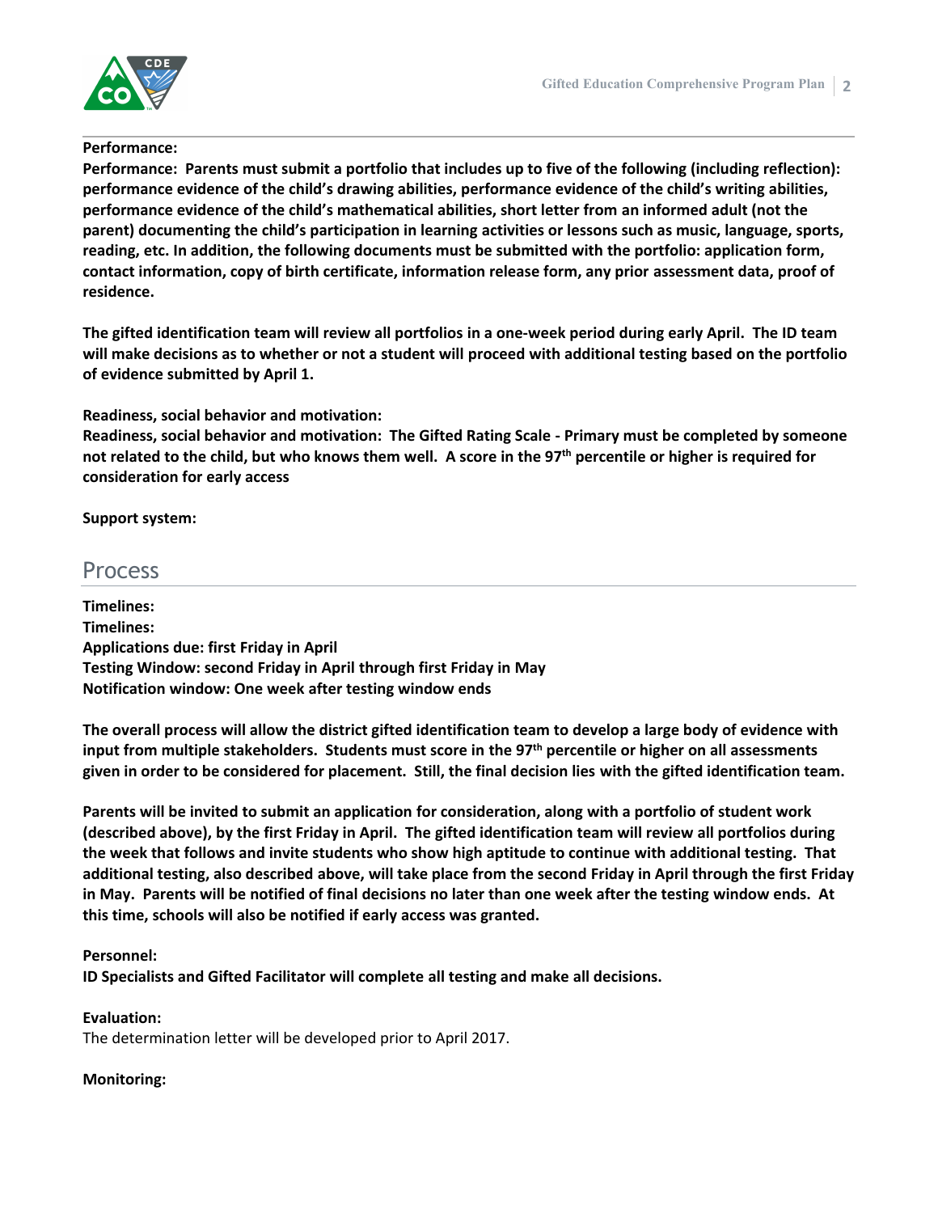**Performance:**

**Performance: Parents must submit a portfolio that includes up to five of the following (including reflection): performance evidence of the child's drawing abilities, performance evidence of the child's writing abilities, performance evidence of the child's mathematical abilities, short letter from an informed adult (not the parent) documenting the child's participation in learning activities or lessons such as music, language, sports, reading, etc. In addition, the following documents must be submitted with the portfolio: application form, contact information, copy of birth certificate, information release form, any prior assessment data, proof of residence.**

**The gifted identification team will review all portfolios in a one-week period during early April. The ID team will make decisions as to whether or not a student will proceed with additional testing based on the portfolio of evidence submitted by April 1.**

**Readiness, social behavior and motivation:**

**Readiness, social behavior and motivation: The Gifted Rating Scale - Primary must be completed by someone not related to the child, but who knows them well. A score in the 97th percentile or higher is required for consideration for early access**

**Support system:**

## Process

**Timelines:**

**Timelines:**

**Applications due: first Friday in April**

**Testing Window: second Friday in April through first Friday in May**

**Notification window: One week after testing window ends**

**The overall process will allow the district gifted identification team to develop a large body of evidence with input from multiple stakeholders. Students must score in the 97th percentile or higher on all assessments given in order to be considered for placement. Still, the final decision lies with the gifted identification team.**

**Parents will be invited to submit an application for consideration, along with a portfolio of student work (described above), by the first Friday in April. The gifted identification team will review all portfolios during the week that follows and invite students who show high aptitude to continue with additional testing. That additional testing, also described above, will take place from the second Friday in April through the first Friday in May. Parents will be notified of final decisions no later than one week after the testing window ends. At this time, schools will also be notified if early access was granted.**

**Personnel:**

**ID Specialists and Gifted Facilitator will complete all testing and make all decisions.**

**Evaluation:**

The determination letter will be developed prior to April 2017.

**Monitoring:**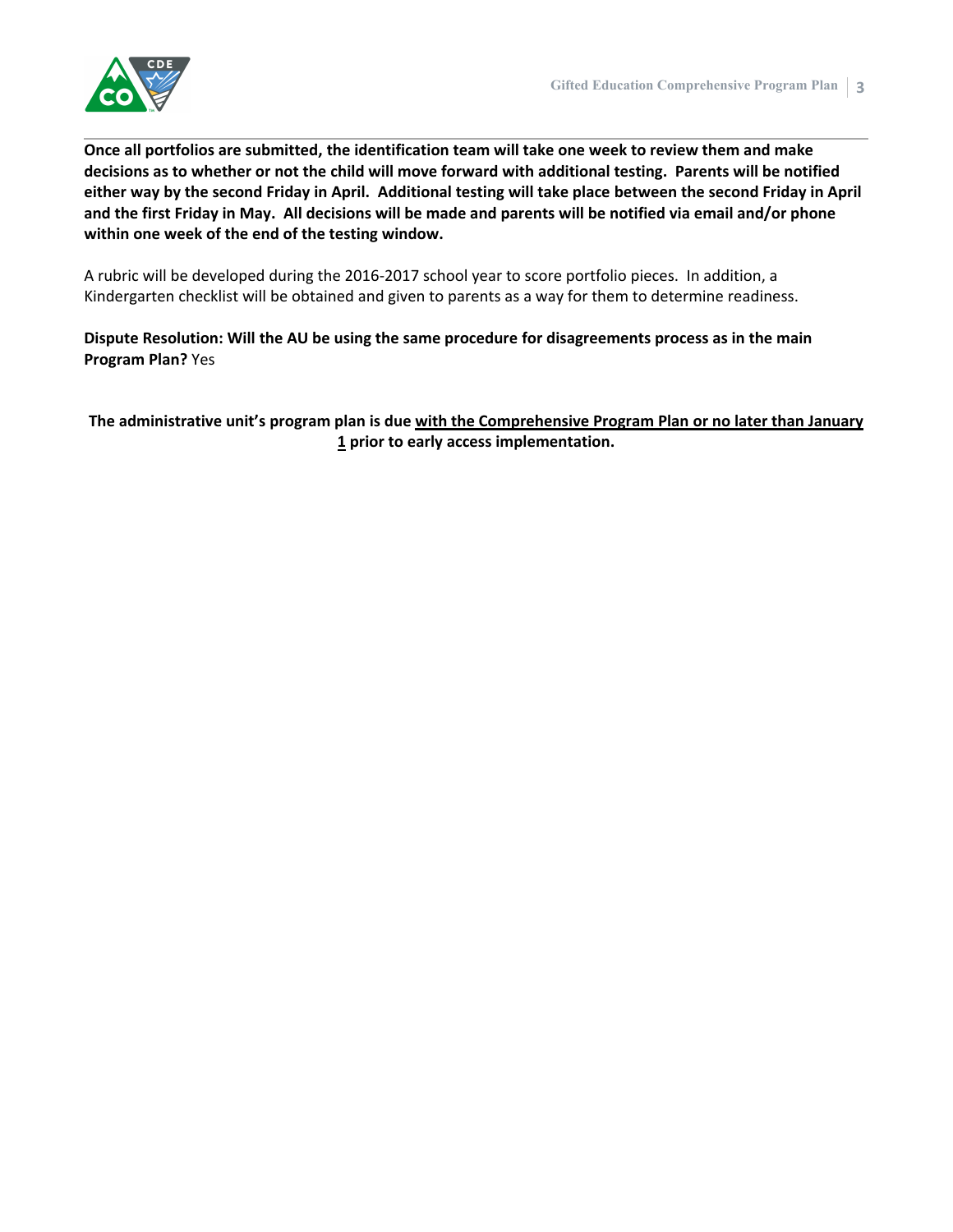**Once all portfolios are submitted, the identification team will take one week to review them and make decisions as to whether or not the child will move forward with additional testing. Parents will be notified either way by the second Friday in April. Additional testing will take place between the second Friday in April and the first Friday in May. All decisions will be made and parents will be notified via email and/or phone within one week of the end of the testing window.**

A rubric will be developed during the 2016-2017 school year to score portfolio pieces. In addition, a Kindergarten checklist will be obtained and given to parents as a way for them to determine readiness.

**Dispute Resolution: Will the AU be using the same procedure for disagreements process as in the main Program Plan?** Yes

**The administrative unit's program plan is due <u>with the Comprehensive Program Plan or no later than January 1</u> prior to early access implementation.**